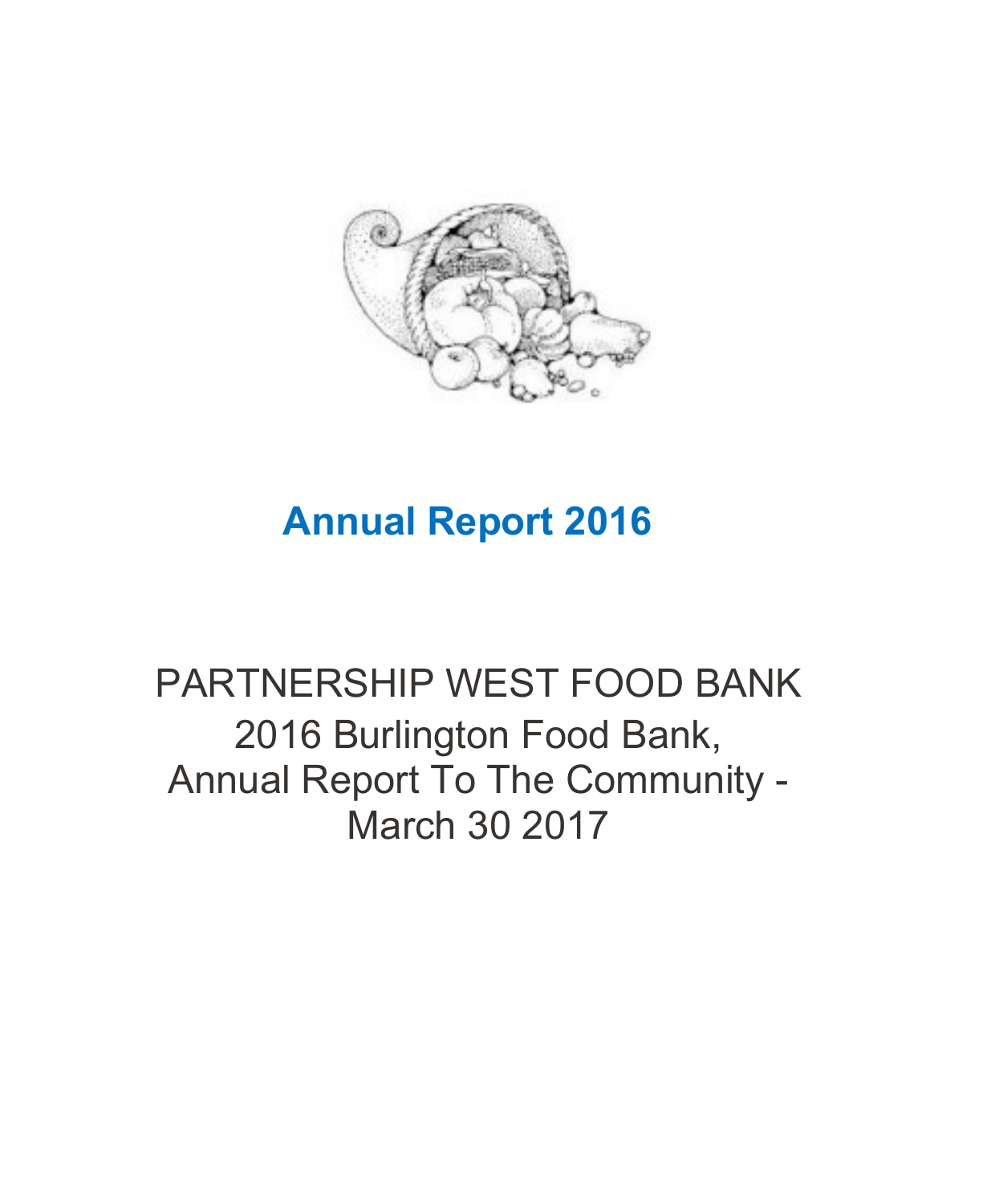# Annual Report 2016

## PARTNERSHIP WEST FOOD BANK

2016 Burlington Food Bank,
Annual Report To The Community -
March 30 2017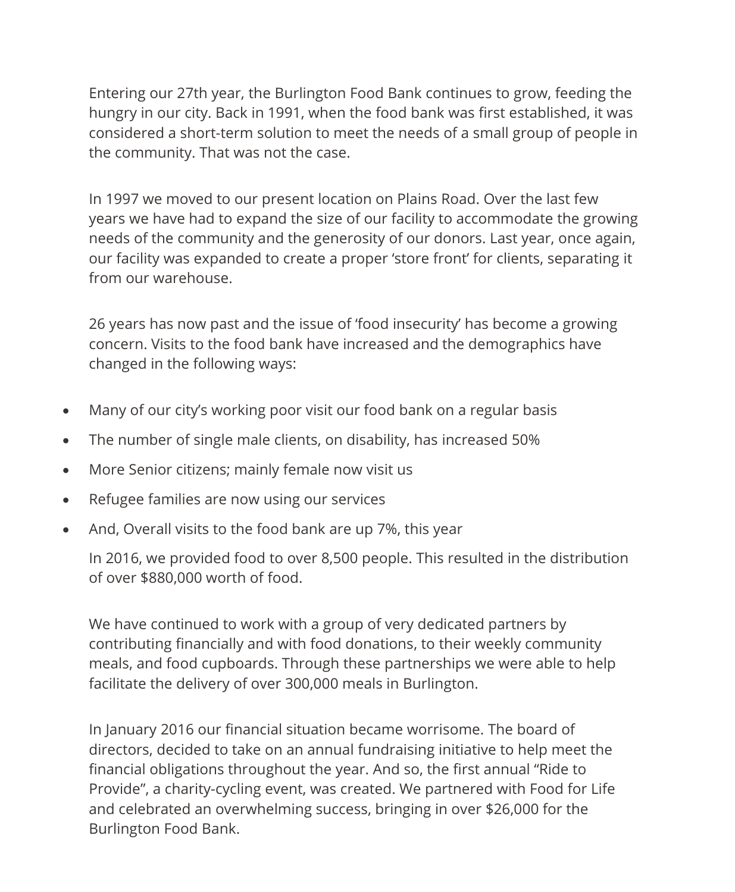Entering our 27th year, the Burlington Food Bank continues to grow, feeding the hungry in our city. Back in 1991, when the food bank was first established, it was considered a short-term solution to meet the needs of a small group of people in the community. That was not the case.

In 1997 we moved to our present location on Plains Road. Over the last few years we have had to expand the size of our facility to accommodate the growing needs of the community and the generosity of our donors. Last year, once again, our facility was expanded to create a proper 'store front' for clients, separating it from our warehouse.

26 years has now past and the issue of 'food insecurity' has become a growing concern. Visits to the food bank have increased and the demographics have changed in the following ways:

- Many of our city's working poor visit our food bank on a regular basis
- The number of single male clients, on disability, has increased 50%
- More Senior citizens; mainly female now visit us
- Refugee families are now using our services
- And, Overall visits to the food bank are up 7%, this year

In 2016, we provided food to over 8,500 people. This resulted in the distribution of over $880,000 worth of food.

We have continued to work with a group of very dedicated partners by contributing financially and with food donations, to their weekly community meals, and food cupboards. Through these partnerships we were able to help facilitate the delivery of over 300,000 meals in Burlington.

In January 2016 our financial situation became worrisome. The board of directors, decided to take on an annual fundraising initiative to help meet the financial obligations throughout the year. And so, the first annual "Ride to Provide", a charity-cycling event, was created. We partnered with Food for Life and celebrated an overwhelming success, bringing in over $26,000 for the Burlington Food Bank.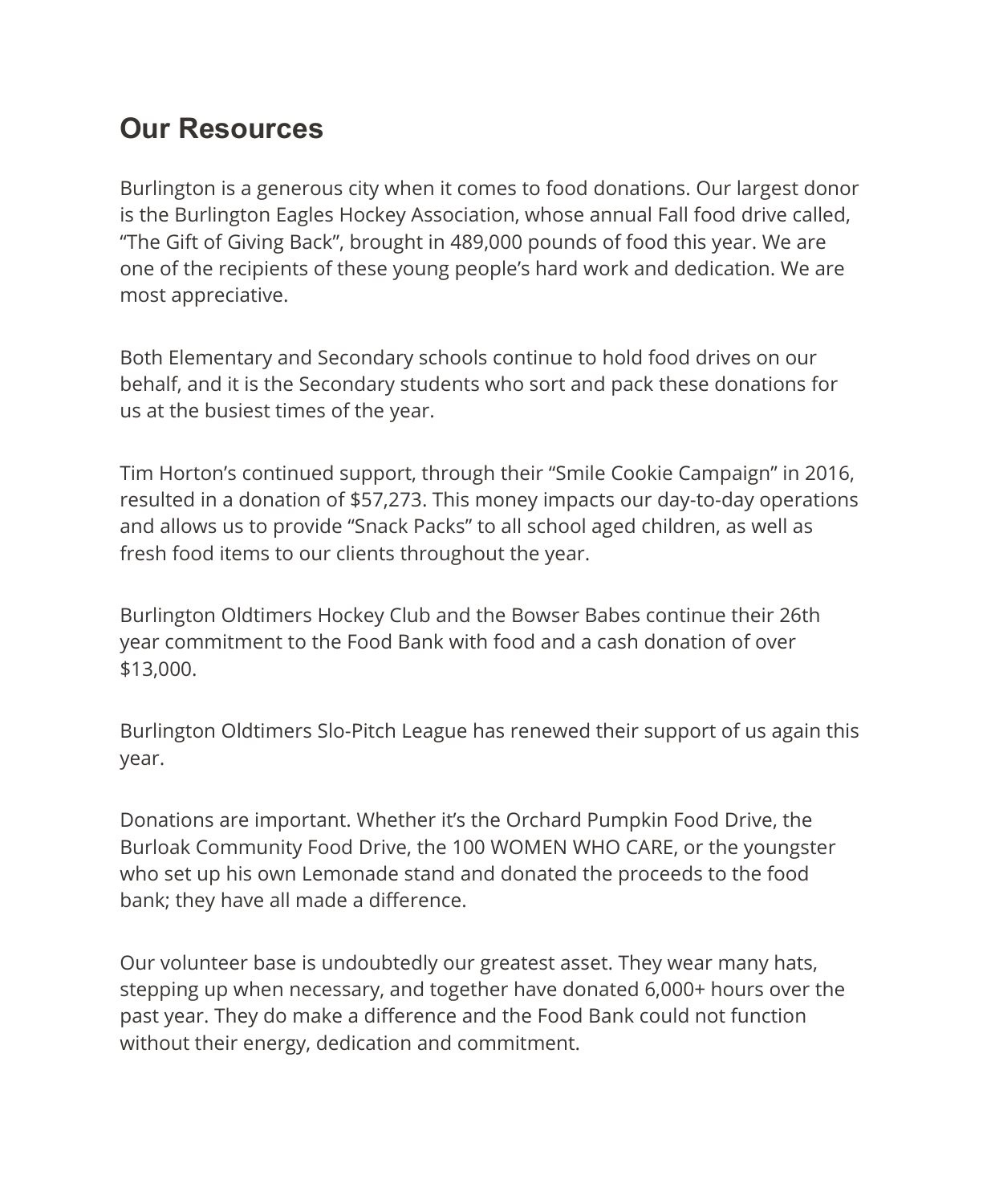## Our Resources

Burlington is a generous city when it comes to food donations. Our largest donor is the Burlington Eagles Hockey Association, whose annual Fall food drive called, “The Gift of Giving Back”, brought in 489,000 pounds of food this year. We are one of the recipients of these young people’s hard work and dedication. We are most appreciative.

Both Elementary and Secondary schools continue to hold food drives on our behalf, and it is the Secondary students who sort and pack these donations for us at the busiest times of the year.

Tim Horton’s continued support, through their “Smile Cookie Campaign” in 2016, resulted in a donation of $57,273. This money impacts our day-to-day operations and allows us to provide “Snack Packs” to all school aged children, as well as fresh food items to our clients throughout the year.

Burlington Oldtimers Hockey Club and the Bowser Babes continue their 26th year commitment to the Food Bank with food and a cash donation of over $13,000.

Burlington Oldtimers Slo-Pitch League has renewed their support of us again this year.

Donations are important. Whether it’s the Orchard Pumpkin Food Drive, the Burloak Community Food Drive, the 100 WOMEN WHO CARE, or the youngster who set up his own Lemonade stand and donated the proceeds to the food bank; they have all made a difference.

Our volunteer base is undoubtedly our greatest asset. They wear many hats, stepping up when necessary, and together have donated 6,000+ hours over the past year. They do make a difference and the Food Bank could not function without their energy, dedication and commitment.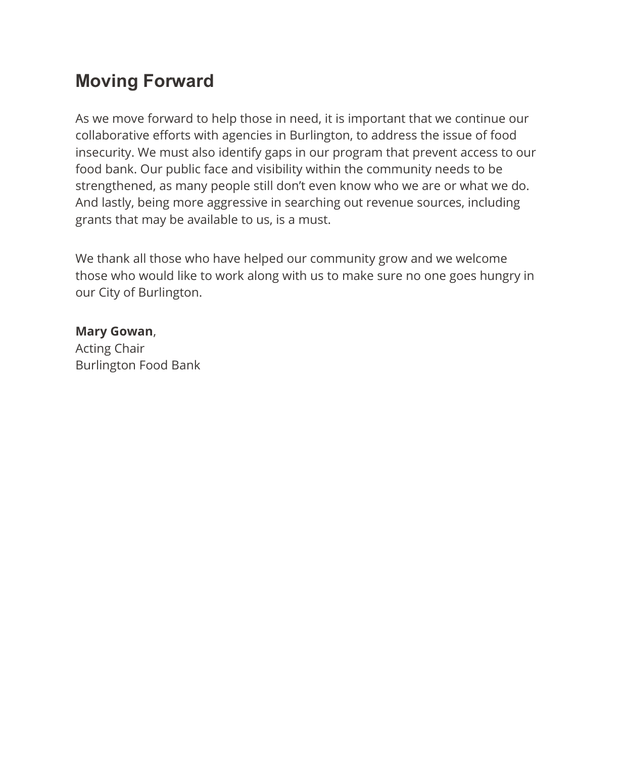## Moving Forward

As we move forward to help those in need, it is important that we continue our collaborative efforts with agencies in Burlington, to address the issue of food insecurity. We must also identify gaps in our program that prevent access to our food bank. Our public face and visibility within the community needs to be strengthened, as many people still don't even know who we are or what we do. And lastly, being more aggressive in searching out revenue sources, including grants that may be available to us, is a must.

We thank all those who have helped our community grow and we welcome those who would like to work along with us to make sure no one goes hungry in our City of Burlington.

**Mary Gowan**,  
Acting Chair  
Burlington Food Bank